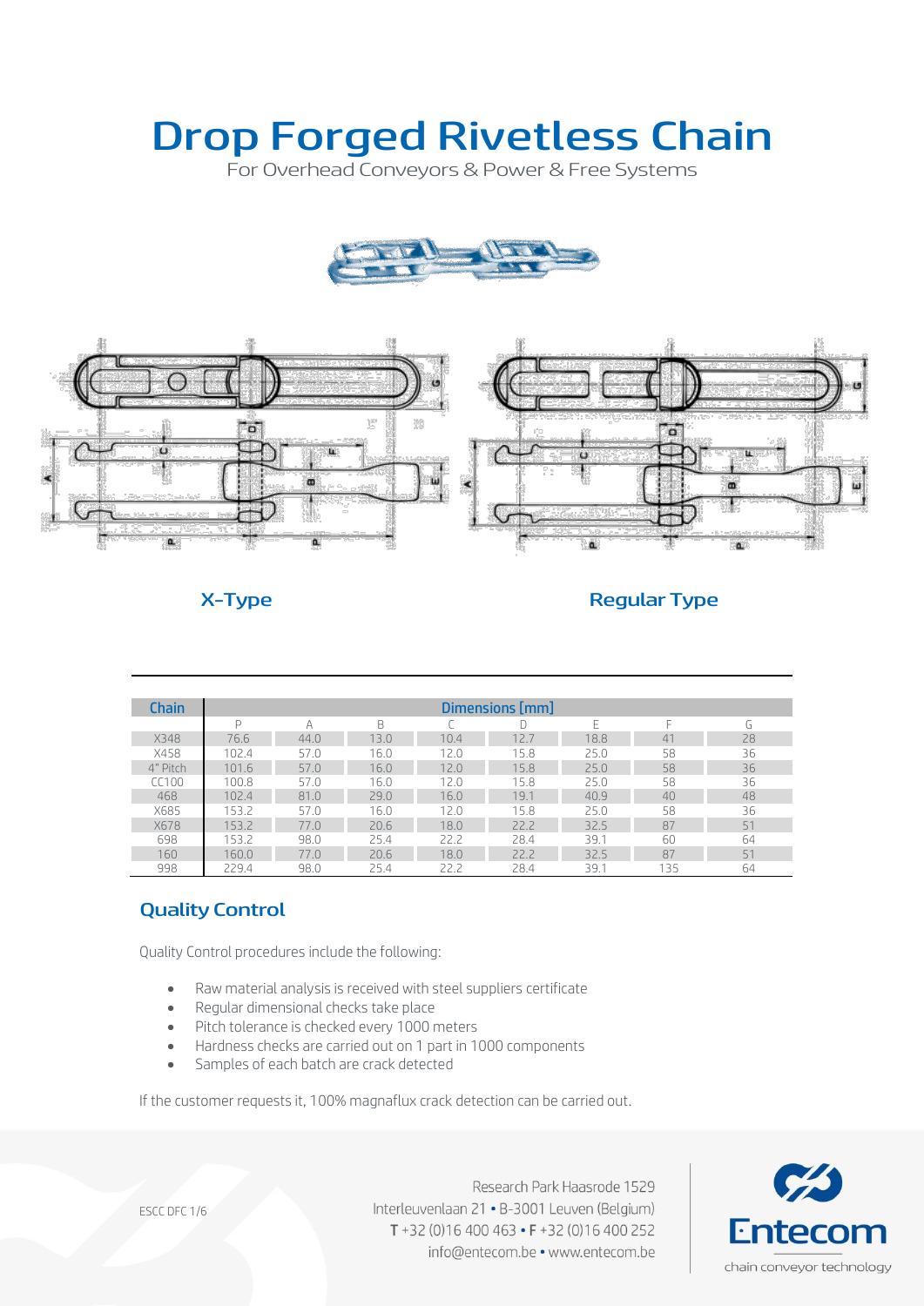# Drop Forged Rivetless Chain

For Overhead Conveyors & Power & Free Systems

X-Type

Regular Type

| Chain | Dimensions [mm] | | | | | | | |
|---|---|---|---|---|---|---|---|---|
| | P | A | B | C | D | E | F | G |
| X348 | 76.6 | 44.0 | 13.0 | 10.4 | 12.7 | 18.8 | 41 | 28 |
| X458 | 102.4 | 57.0 | 16.0 | 12.0 | 15.8 | 25.0 | 58 | 36 |
| 4" Pitch | 101.6 | 57.0 | 16.0 | 12.0 | 15.8 | 25.0 | 58 | 36 |
| CC100 | 100.8 | 57.0 | 16.0 | 12.0 | 15.8 | 25.0 | 58 | 36 |
| 468 | 102.4 | 81.0 | 29.0 | 16.0 | 19.1 | 40.9 | 40 | 48 |
| X685 | 153.2 | 57.0 | 16.0 | 12.0 | 15.8 | 25.0 | 58 | 36 |
| X678 | 153.2 | 77.0 | 20.6 | 18.0 | 22.2 | 32.5 | 87 | 51 |
| 698 | 153.2 | 98.0 | 25.4 | 22.2 | 28.4 | 39.1 | 60 | 64 |
| 160 | 160.0 | 77.0 | 20.6 | 18.0 | 22.2 | 32.5 | 87 | 51 |
| 998 | 229.4 | 98.0 | 25.4 | 22.2 | 28.4 | 39.1 | 135 | 64 |

## Quality Control

Quality Control procedures include the following:

- Raw material analysis is received with steel suppliers certificate
- Regular dimensional checks take place
- Pitch tolerance is checked every 1000 meters
- Hardness checks are carried out on 1 part in 1000 components
- Samples of each batch are crack detected

If the customer requests it, 100% magnaflux crack detection can be carried out.

ESCC DFC 1/6

Research Park Haasrode 1529
Interleuvenlaan 21 • B-3001 Leuven (Belgium)
**T** +32 (0)16 400 463 • **F** +32 (0)16 400 252
info@entecom.be • www.entecom.be

Entecom
chain conveyor technology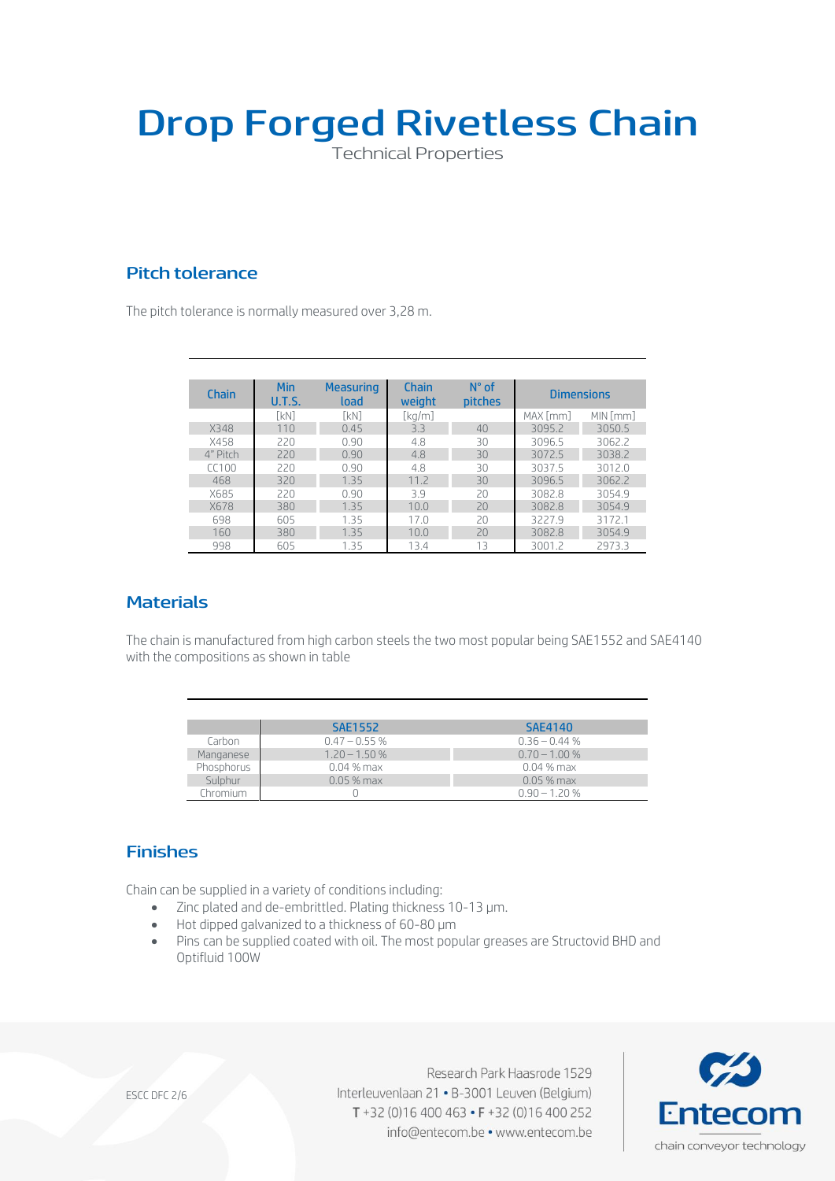# Drop Forged Rivetless Chain

Technical Properties

## Pitch tolerance

The pitch tolerance is normally measured over 3,28 m.

| Chain | Min U.T.S. | Measuring load | Chain weight | N° of pitches | Dimensions | |
|---|---|---|---|---|---|---|
| | [kN] | [kN] | [kg/m] | | MAX [mm] | MIN [mm] |
| X348 | 110 | 0.45 | 3.3 | 40 | 3095.2 | 3050.5 |
| X458 | 220 | 0.90 | 4.8 | 30 | 3096.5 | 3062.2 |
| 4" Pitch | 220 | 0.90 | 4.8 | 30 | 3072.5 | 3038.2 |
| CC100 | 220 | 0.90 | 4.8 | 30 | 3037.5 | 3012.0 |
| 468 | 320 | 1.35 | 11.2 | 30 | 3096.5 | 3062.2 |
| X685 | 220 | 0.90 | 3.9 | 20 | 3082.8 | 3054.9 |
| X678 | 380 | 1.35 | 10.0 | 20 | 3082.8 | 3054.9 |
| 698 | 605 | 1.35 | 17.0 | 20 | 3227.9 | 3172.1 |
| 160 | 380 | 1.35 | 10.0 | 20 | 3082.8 | 3054.9 |
| 998 | 605 | 1.35 | 13.4 | 13 | 3001.2 | 2973.3 |

## Materials

The chain is manufactured from high carbon steels the two most popular being SAE1552 and SAE4140 with the compositions as shown in table

| | SAE1552 | SAE4140 |
|---|---|---|
| Carbon | 0.47 – 0.55 % | 0.36 – 0.44 % |
| Manganese | 1.20 – 1.50 % | 0.70 – 1.00 % |
| Phosphorus | 0.04 % max | 0.04 % max |
| Sulphur | 0.05 % max | 0.05 % max |
| Chromium | 0 | 0.90 – 1.20 % |

## Finishes

Chain can be supplied in a variety of conditions including:

- Zinc plated and de-embrittled. Plating thickness 10-13 µm.
- Hot dipped galvanized to a thickness of 60-80 µm
- Pins can be supplied coated with oil. The most popular greases are Structovid BHD and Optifluid 100W

ESCC DFC 2/6

Research Park Haasrode 1529
Interleuvenlaan 21 • B-3001 Leuven (Belgium)
T +32 (0)16 400 463 • F +32 (0)16 400 252
info@entecom.be • www.entecom.be

Entecom
chain conveyor technology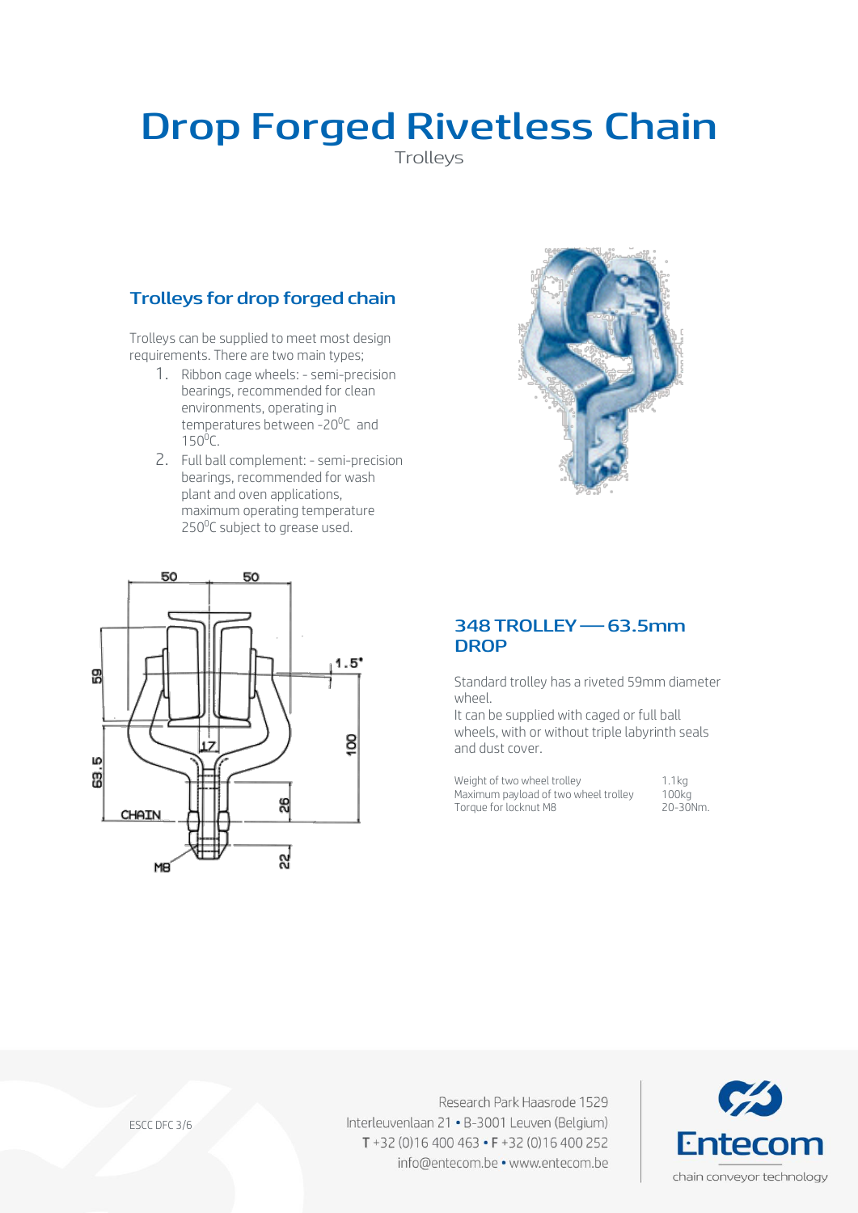# Drop Forged Rivetless Chain

Trolleys

## Trolleys for drop forged chain

Trolleys can be supplied to meet most design requirements. There are two main types;

1. Ribbon cage wheels: - semi-precision bearings, recommended for clean environments, operating in temperatures between -20$^0$C and 150$^0$C.
2. Full ball complement: - semi-precision bearings, recommended for wash plant and oven applications, maximum operating temperature 250$^0$C subject to grease used.

## 348 TROLLEY — 63.5mm DROP

Standard trolley has a riveted 59mm diameter wheel.
It can be supplied with caged or full ball wheels, with or without triple labyrinth seals and dust cover.

| | |
|---|---|
| Weight of two wheel trolley | 1.1kg |
| Maximum payload of two wheel trolley | 100kg |
| Torque for locknut M8 | 20-30Nm. |

ESCC DFC 3/6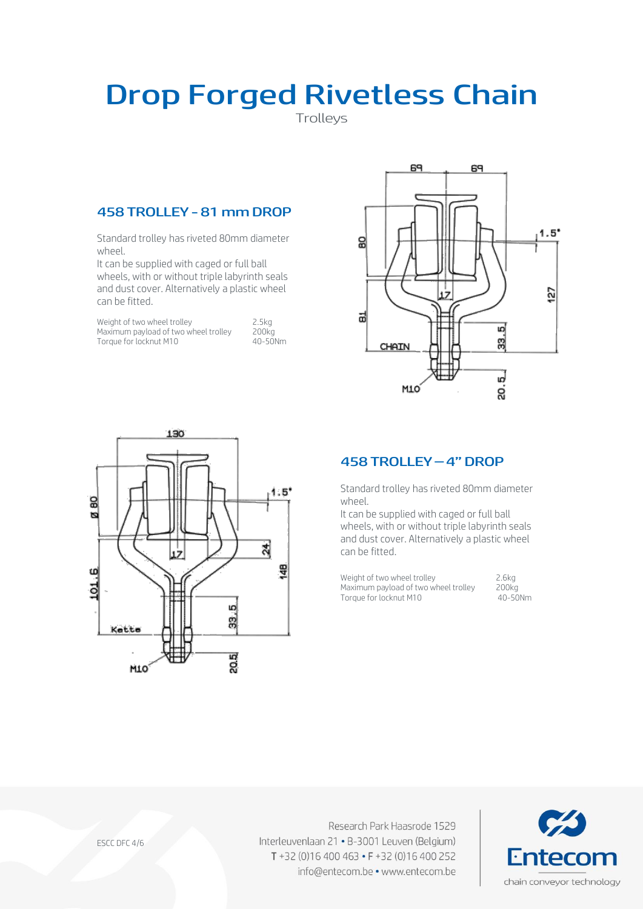# Drop Forged Rivetless Chain

Trolleys

## 458 TROLLEY - 81 mm DROP

Standard trolley has riveted 80mm diameter wheel.
It can be supplied with caged or full ball wheels, with or without triple labyrinth seals and dust cover. Alternatively a plastic wheel can be fitted.

| | |
|---|---|
| Weight of two wheel trolley | 2.5kg |
| Maximum payload of two wheel trolley | 200kg |
| Torque for locknut M10 | 40-50Nm |

## 458 TROLLEY – 4" DROP

Standard trolley has riveted 80mm diameter wheel.
It can be supplied with caged or full ball wheels, with or without triple labyrinth seals and dust cover. Alternatively a plastic wheel can be fitted.

| | |
|---|---|
| Weight of two wheel trolley | 2.6kg |
| Maximum payload of two wheel trolley | 200kg |
| Torque for locknut M10 | 40-50Nm |

ESCC DFC 4/6

Research Park Haasrode 1529
Interleuvenlaan 21 • B-3001 Leuven (Belgium)
T +32 (0)16 400 463 • F +32 (0)16 400 252
info@entecom.be • www.entecom.be

Entecom
chain conveyor technology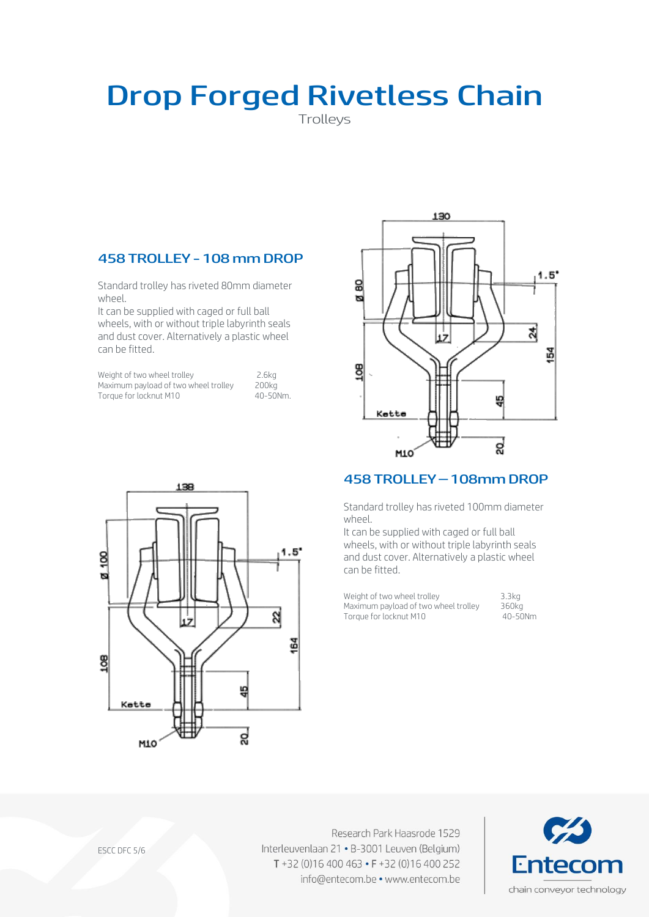# Drop Forged Rivetless Chain

Trolleys

## 458 TROLLEY - 108 mm DROP

Standard trolley has riveted 80mm diameter wheel.
It can be supplied with caged or full ball wheels, with or without triple labyrinth seals and dust cover. Alternatively a plastic wheel can be fitted.

| | |
|---|---|
| Weight of two wheel trolley | 2.6kg |
| Maximum payload of two wheel trolley | 200kg |
| Torque for locknut M10 | 40-50Nm. |

## 458 TROLLEY – 108mm DROP

Standard trolley has riveted 100mm diameter wheel.
It can be supplied with caged or full ball wheels, with or without triple labyrinth seals and dust cover. Alternatively a plastic wheel can be fitted.

| | |
|---|---|
| Weight of two wheel trolley | 3.3kg |
| Maximum payload of two wheel trolley | 360kg |
| Torque for locknut M10 | 40-50Nm |

ESCC DFC 5/6

Research Park Haasrode 1529
Interleuvenlaan 21 • B-3001 Leuven (Belgium)
T +32 (0)16 400 463 • F +32 (0)16 400 252
info@entecom.be • www.entecom.be

Entecom
chain conveyor technology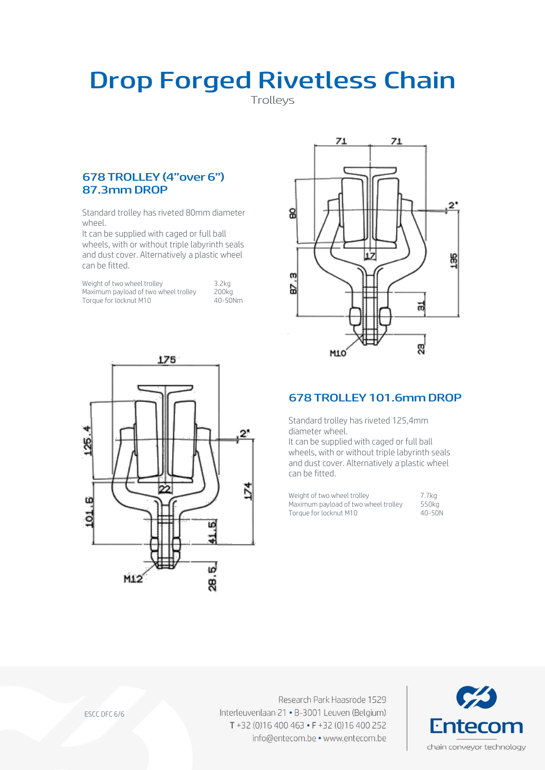# Drop Forged Rivetless Chain

Trolleys

## 678 TROLLEY (4"over 6") 87.3mm DROP

Standard trolley has riveted 80mm diameter wheel.
It can be supplied with caged or full ball wheels, with or without triple labyrinth seals and dust cover. Alternatively a plastic wheel can be fitted.

| | |
|---|---|
| Weight of two wheel trolley | 3.2kg |
| Maximum payload of two wheel trolley | 200kg |
| Torque for locknut M10 | 40-50Nm |

71
71
80
2°
17
135
87.3
31
M10
23

175
125.4
2°
22
174
101.6
41.5
M12
28.5

## 678 TROLLEY 101.6mm DROP

Standard trolley has riveted 125,4mm diameter wheel.
It can be supplied with caged or full ball wheels, with or without triple labyrinth seals and dust cover. Alternatively a plastic wheel can be fitted.

| | |
|---|---|
| Weight of two wheel trolley | 7.7kg |
| Maximum payload of two wheel trolley | 550kg |
| Torque for locknut M10 | 40-50N |

ESCC DFC 6/6

Research Park Haasrode 1529
Interleuvenlaan 21 • B-3001 Leuven (Belgium)
T +32 (0)16 400 463 • F +32 (0)16 400 252
info@entecom.be • www.entecom.be

Entecom
chain conveyor technology